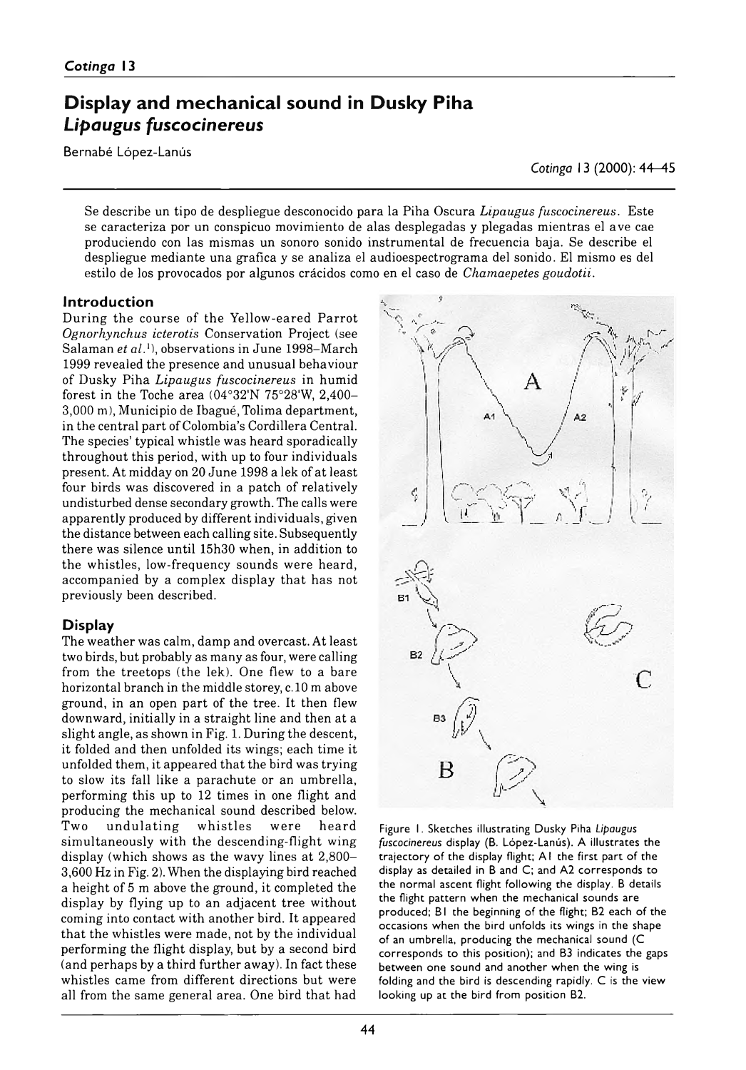# Display and mechanical sound in Dusky Piha *Lipaugus fuscocinereus*

Bernabé López-Lanús

Se describe un tipo de despliegue desconocido para la Piha Oscura *Lipaugus fuscocinereus*. Este se caracteriza por un conspicuo movimiento de alas desplegadas y plegadas mientras el ave cae produciendo con las mismas un sonoro sonido instrumental de frecuencia baja. Se describe el despliegue mediante una grafica y se analiza el audioespectrograma del sonido. El mismo es del estilo de los provocados por algunos crácidos como en el caso de *Chamaepetes goudotii*.

## Introduction

During the course of the Yellow-eared Parrot *Ognorhynchus icterotis* Conservation Project (see Salaman *et al.*[1]), observations in June 1998–March 1999 revealed the presence and unusual behaviour of Dusky Piha *Lipaugus fuscocinereus* in humid forest in the Toche area (04°32'N 75°28'W, 2,400–3,000 m), Municipio de Ibagué, Tolima department, in the central part of Colombia's Cordillera Central. The species' typical whistle was heard sporadically throughout this period, with up to four individuals present. At midday on 20 June 1998 a lek of at least four birds was discovered in a patch of relatively undisturbed dense secondary growth. The calls were apparently produced by different individuals, given the distance between each calling site. Subsequently there was silence until 15h30 when, in addition to the whistles, low-frequency sounds were heard, accompanied by a complex display that has not previously been described.

## Display

The weather was calm, damp and overcast. At least two birds, but probably as many as four, were calling from the treetops (the lek). One flew to a bare horizontal branch in the middle storey, c.10 m above ground, in an open part of the tree. It then flew downward, initially in a straight line and then at a slight angle, as shown in Fig. 1. During the descent, it folded and then unfolded its wings; each time it unfolded them, it appeared that the bird was trying to slow its fall like a parachute or an umbrella, performing this up to 12 times in one flight and producing the mechanical sound described below. Two undulating whistles were heard simultaneously with the descending-flight wing display (which shows as the wavy lines at 2,800–3,600 Hz in Fig. 2). When the displaying bird reached a height of 5 m above the ground, it completed the display by flying up to an adjacent tree without coming into contact with another bird. It appeared that the whistles were made, not by the individual performing the flight display, but by a second bird (and perhaps by a third further away). In fact these whistles came from different directions but were all from the same general area. One bird that had

Figure 1. Sketches illustrating Dusky Piha *Lipaugus fuscocinereus* display (B. López-Lanús). A illustrates the trajectory of the display flight; A1 the first part of the display as detailed in B and C; and A2 corresponds to the normal ascent flight following the display. B details the flight pattern when the mechanical sounds are produced; B1 the beginning of the flight; B2 each of the occasions when the bird unfolds its wings in the shape of an umbrella, producing the mechanical sound (C corresponds to this position); and B3 indicates the gaps between one sound and another when the wing is folding and the bird is descending rapidly. C is the view looking up at the bird from position B2.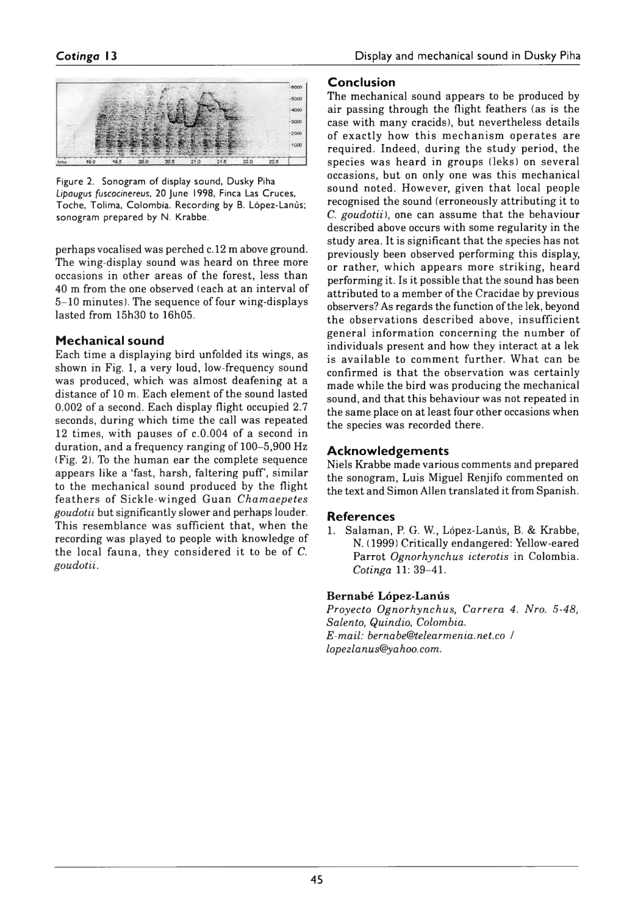Figure 2. Sonogram of display sound, Dusky Piha *Lipaugus fuscocinereus*, 20 June 1998, Finca Las Cruces, Toche, Tolima, Colombia. Recording by B. López-Lanús; sonogram prepared by N. Krabbe.

perhaps vocalised was perched c.12 m above ground. The wing-display sound was heard on three more occasions in other areas of the forest, less than 40 m from the one observed (each at an interval of 5–10 minutes). The sequence of four wing-displays lasted from 15h30 to 16h05.

## Mechanical sound

Each time a displaying bird unfolded its wings, as shown in Fig. 1, a very loud, low-frequency sound was produced, which was almost deafening at a distance of 10 m. Each element of the sound lasted 0.002 of a second. Each display flight occupied 2.7 seconds, during which time the call was repeated 12 times, with pauses of c.0.004 of a second in duration, and a frequency ranging of 100–5,900 Hz (Fig. 2). To the human ear the complete sequence appears like a 'fast, harsh, faltering puff', similar to the mechanical sound produced by the flight feathers of Sickle-winged Guan *Chamaepetes goudotii* but significantly slower and perhaps louder. This resemblance was sufficient that, when the recording was played to people with knowledge of the local fauna, they considered it to be of *C. goudotii*.

## Conclusion

The mechanical sound appears to be produced by air passing through the flight feathers (as is the case with many cracids), but nevertheless details of exactly how this mechanism operates are required. Indeed, during the study period, the species was heard in groups (leks) on several occasions, but on only one was this mechanical sound noted. However, given that local people recognised the sound (erroneously attributing it to *C. goudotii*), one can assume that the behaviour described above occurs with some regularity in the study area. It is significant that the species has not previously been observed performing this display, or rather, which appears more striking, heard performing it. Is it possible that the sound has been attributed to a member of the Cracidae by previous observers? As regards the function of the lek, beyond the observations described above, insufficient general information concerning the number of individuals present and how they interact at a lek is available to comment further. What can be confirmed is that the observation was certainly made while the bird was producing the mechanical sound, and that this behaviour was not repeated in the same place on at least four other occasions when the species was recorded there.

## Acknowledgements

Niels Krabbe made various comments and prepared the sonogram, Luis Miguel Renjifo commented on the text and Simon Allen translated it from Spanish.

## References

1. Salaman, P. G. W., López-Lanús, B. & Krabbe, N. (1999) Critically endangered: Yellow-eared Parrot *Ognorhynchus icterotis* in Colombia. *Cotinga* 11: 39–41.

**Bernabé López-Lanús**

*Proyecto Ognorhynchus, Carrera 4. Nro. 5-48, Salento, Quindio, Colombia.*
*E-mail: bernabe@telearmenia.net.co / lopezlanus@yahoo.com.*